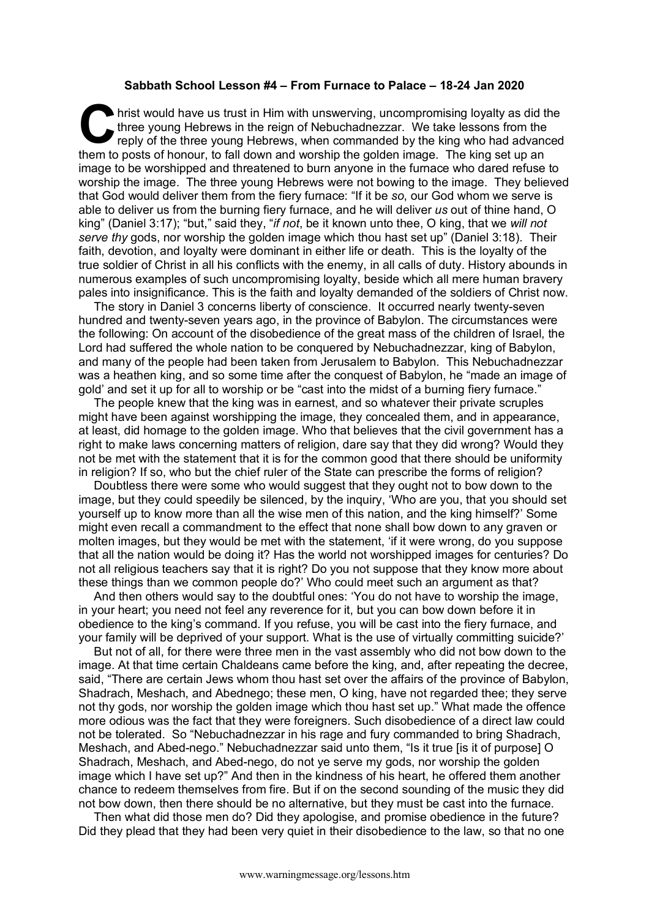**Sabbath School Lesson #4 – From Furnace to Palace – 18-24 Jan 2020**

Christ would have us trust in Him with unswerving, uncompromising loyalty as did the three young Hebrews in the reign of Nebuchadnezzar. We take lessons from the reply of the three young Hebrews, when commanded by the king who had advanced them to posts of honour, to fall down and worship the golden image. The king set up an image to be worshipped and threatened to burn anyone in the furnace who dared refuse to worship the image. The three young Hebrews were not bowing to the image. They believed that God would deliver them from the fiery furnace: "If it be *so*, our God whom we serve is able to deliver us from the burning fiery furnace, and he will deliver *us* out of thine hand, O king" (Daniel 3:17); "but," said they, "*if not*, be it known unto thee, O king, that we *will not serve thy* gods, nor worship the golden image which thou hast set up" (Daniel 3:18). Their faith, devotion, and loyalty were dominant in either life or death. This is the loyalty of the true soldier of Christ in all his conflicts with the enemy, in all calls of duty. History abounds in numerous examples of such uncompromising loyalty, beside which all mere human bravery pales into insignificance. This is the faith and loyalty demanded of the soldiers of Christ now.

The story in Daniel 3 concerns liberty of conscience. It occurred nearly twenty-seven hundred and twenty-seven years ago, in the province of Babylon. The circumstances were the following: On account of the disobedience of the great mass of the children of Israel, the Lord had suffered the whole nation to be conquered by Nebuchadnezzar, king of Babylon, and many of the people had been taken from Jerusalem to Babylon. This Nebuchadnezzar was a heathen king, and so some time after the conquest of Babylon, he "made an image of gold' and set it up for all to worship or be "cast into the midst of a burning fiery furnace."

The people knew that the king was in earnest, and so whatever their private scruples might have been against worshipping the image, they concealed them, and in appearance, at least, did homage to the golden image. Who that believes that the civil government has a right to make laws concerning matters of religion, dare say that they did wrong? Would they not be met with the statement that it is for the common good that there should be uniformity in religion? If so, who but the chief ruler of the State can prescribe the forms of religion?

Doubtless there were some who would suggest that they ought not to bow down to the image, but they could speedily be silenced, by the inquiry, 'Who are you, that you should set yourself up to know more than all the wise men of this nation, and the king himself?' Some might even recall a commandment to the effect that none shall bow down to any graven or molten images, but they would be met with the statement, 'if it were wrong, do you suppose that all the nation would be doing it? Has the world not worshipped images for centuries? Do not all religious teachers say that it is right? Do you not suppose that they know more about these things than we common people do?' Who could meet such an argument as that?

And then others would say to the doubtful ones: 'You do not have to worship the image, in your heart; you need not feel any reverence for it, but you can bow down before it in obedience to the king's command. If you refuse, you will be cast into the fiery furnace, and your family will be deprived of your support. What is the use of virtually committing suicide?'

But not of all, for there were three men in the vast assembly who did not bow down to the image. At that time certain Chaldeans came before the king, and, after repeating the decree, said, "There are certain Jews whom thou hast set over the affairs of the province of Babylon, Shadrach, Meshach, and Abednego; these men, O king, have not regarded thee; they serve not thy gods, nor worship the golden image which thou hast set up." What made the offence more odious was the fact that they were foreigners. Such disobedience of a direct law could not be tolerated. So "Nebuchadnezzar in his rage and fury commanded to bring Shadrach, Meshach, and Abed-nego." Nebuchadnezzar said unto them, "Is it true [is it of purpose] O Shadrach, Meshach, and Abed-nego, do not ye serve my gods, nor worship the golden image which I have set up?" And then in the kindness of his heart, he offered them another chance to redeem themselves from fire. But if on the second sounding of the music they did not bow down, then there should be no alternative, but they must be cast into the furnace.

Then what did those men do? Did they apologise, and promise obedience in the future? Did they plead that they had been very quiet in their disobedience to the law, so that no one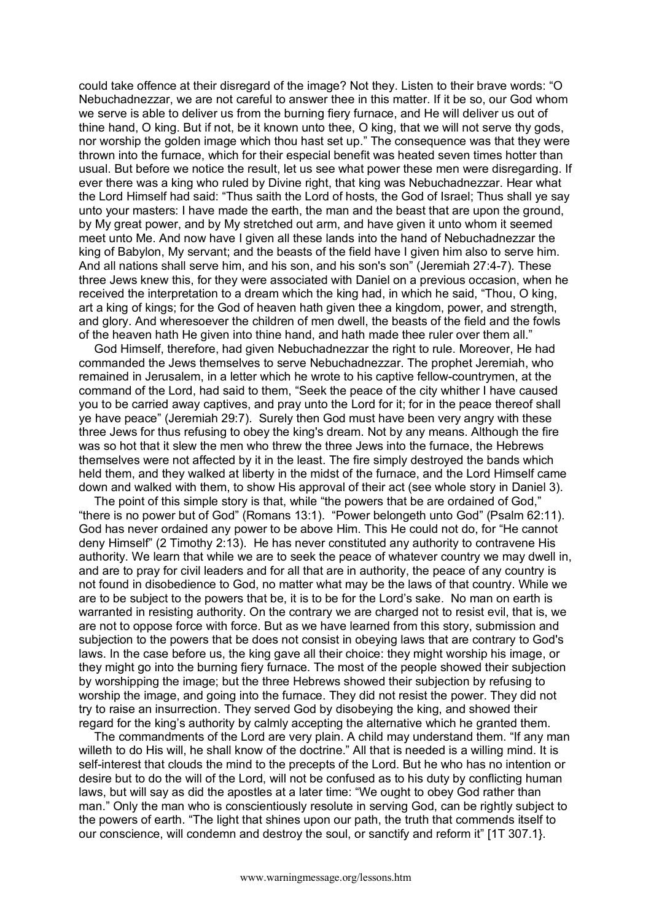could take offence at their disregard of the image? Not they. Listen to their brave words: "O Nebuchadnezzar, we are not careful to answer thee in this matter. If it be so, our God whom we serve is able to deliver us from the burning fiery furnace, and He will deliver us out of thine hand, O king. But if not, be it known unto thee, O king, that we will not serve thy gods, nor worship the golden image which thou hast set up." The consequence was that they were thrown into the furnace, which for their especial benefit was heated seven times hotter than usual. But before we notice the result, let us see what power these men were disregarding. If ever there was a king who ruled by Divine right, that king was Nebuchadnezzar. Hear what the Lord Himself had said: "Thus saith the Lord of hosts, the God of Israel; Thus shall ye say unto your masters: I have made the earth, the man and the beast that are upon the ground, by My great power, and by My stretched out arm, and have given it unto whom it seemed meet unto Me. And now have I given all these lands into the hand of Nebuchadnezzar the king of Babylon, My servant; and the beasts of the field have I given him also to serve him. And all nations shall serve him, and his son, and his son's son" (Jeremiah 27:4-7). These three Jews knew this, for they were associated with Daniel on a previous occasion, when he received the interpretation to a dream which the king had, in which he said, "Thou, O king, art a king of kings; for the God of heaven hath given thee a kingdom, power, and strength, and glory. And wheresoever the children of men dwell, the beasts of the field and the fowls of the heaven hath He given into thine hand, and hath made thee ruler over them all."

God Himself, therefore, had given Nebuchadnezzar the right to rule. Moreover, He had commanded the Jews themselves to serve Nebuchadnezzar. The prophet Jeremiah, who remained in Jerusalem, in a letter which he wrote to his captive fellow-countrymen, at the command of the Lord, had said to them, "Seek the peace of the city whither I have caused you to be carried away captives, and pray unto the Lord for it; for in the peace thereof shall ye have peace" (Jeremiah 29:7). Surely then God must have been very angry with these three Jews for thus refusing to obey the king's dream. Not by any means. Although the fire was so hot that it slew the men who threw the three Jews into the furnace, the Hebrews themselves were not affected by it in the least. The fire simply destroyed the bands which held them, and they walked at liberty in the midst of the furnace, and the Lord Himself came down and walked with them, to show His approval of their act (see whole story in Daniel 3).

The point of this simple story is that, while "the powers that be are ordained of God," "there is no power but of God" (Romans 13:1). "Power belongeth unto God" (Psalm 62:11). God has never ordained any power to be above Him. This He could not do, for "He cannot deny Himself" (2 Timothy 2:13). He has never constituted any authority to contravene His authority. We learn that while we are to seek the peace of whatever country we may dwell in, and are to pray for civil leaders and for all that are in authority, the peace of any country is not found in disobedience to God, no matter what may be the laws of that country. While we are to be subject to the powers that be, it is to be for the Lord's sake. No man on earth is warranted in resisting authority. On the contrary we are charged not to resist evil, that is, we are not to oppose force with force. But as we have learned from this story, submission and subjection to the powers that be does not consist in obeying laws that are contrary to God's laws. In the case before us, the king gave all their choice: they might worship his image, or they might go into the burning fiery furnace. The most of the people showed their subjection by worshipping the image; but the three Hebrews showed their subjection by refusing to worship the image, and going into the furnace. They did not resist the power. They did not try to raise an insurrection. They served God by disobeying the king, and showed their regard for the king's authority by calmly accepting the alternative which he granted them.

The commandments of the Lord are very plain. A child may understand them. "If any man willeth to do His will, he shall know of the doctrine." All that is needed is a willing mind. It is self-interest that clouds the mind to the precepts of the Lord. But he who has no intention or desire but to do the will of the Lord, will not be confused as to his duty by conflicting human laws, but will say as did the apostles at a later time: "We ought to obey God rather than man." Only the man who is conscientiously resolute in serving God, can be rightly subject to the powers of earth. "The light that shines upon our path, the truth that commends itself to our conscience, will condemn and destroy the soul, or sanctify and reform it" [1T 307.1}.